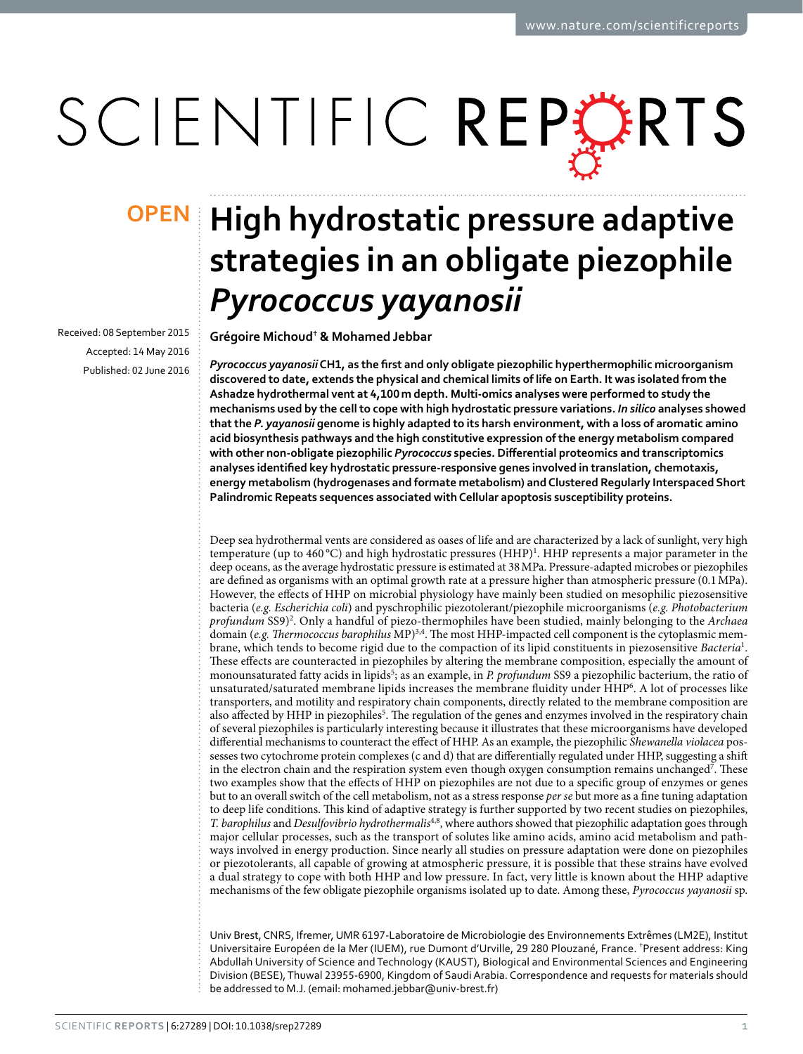# High hydrostatic pressure adaptive strategies in an obligate piezophile *Pyrococcus yayanosii*

Received: 08 September 2015

Accepted: 14 May 2016

Published: 02 June 2016

**Grégoire Michoud† & Mohamed Jebbar**

***Pyrococcus yayanosii* CH1, as the first and only obligate piezophilic hyperthermophilic microorganism discovered to date, extends the physical and chemical limits of life on Earth. It was isolated from the Ashadze hydrothermal vent at 4,100 m depth. Multi-omics analyses were performed to study the mechanisms used by the cell to cope with high hydrostatic pressure variations. *In silico* analyses showed that the *P. yayanosii* genome is highly adapted to its harsh environment, with a loss of aromatic amino acid biosynthesis pathways and the high constitutive expression of the energy metabolism compared with other non-obligate piezophilic *Pyrococcus* species. Differential proteomics and transcriptomics analyses identified key hydrostatic pressure-responsive genes involved in translation, chemotaxis, energy metabolism (hydrogenases and formate metabolism) and Clustered Regularly Interspaced Short Palindromic Repeats sequences associated with Cellular apoptosis susceptibility proteins.**

Deep sea hydrothermal vents are considered as oases of life and are characterized by a lack of sunlight, very high temperature (up to 460 °C) and high hydrostatic pressures (HHP)[1]. HHP represents a major parameter in the deep oceans, as the average hydrostatic pressure is estimated at 38 MPa. Pressure-adapted microbes or piezophiles are defined as organisms with an optimal growth rate at a pressure higher than atmospheric pressure (0.1 MPa). However, the effects of HHP on microbial physiology have mainly been studied on mesophilic piezosensitive bacteria (*e.g. Escherichia coli*) and pyschrophilic piezotolerant/piezophile microorganisms (*e.g. Photobacterium profundum* SS9)[2]. Only a handful of piezo-thermophiles have been studied, mainly belonging to the *Archaea* domain (*e.g. Thermococcus barophilus* MP)[3,4]. The most HHP-impacted cell component is the cytoplasmic membrane, which tends to become rigid due to the compaction of its lipid constituents in piezosensitive *Bacteria*[1]. These effects are counteracted in piezophiles by altering the membrane composition, especially the amount of monounsaturated fatty acids in lipids[5]; as an example, in *P. profundum* SS9 a piezophilic bacterium, the ratio of unsaturated/saturated membrane lipids increases the membrane fluidity under HHP[6]. A lot of processes like transporters, and motility and respiratory chain components, directly related to the membrane composition are also affected by HHP in piezophiles[5]. The regulation of the genes and enzymes involved in the respiratory chain of several piezophiles is particularly interesting because it illustrates that these microorganisms have developed differential mechanisms to counteract the effect of HHP. As an example, the piezophilic *Shewanella violacea* possesses two cytochrome protein complexes (c and d) that are differentially regulated under HHP, suggesting a shift in the electron chain and the respiration system even though oxygen consumption remains unchanged[7]. These two examples show that the effects of HHP on piezophiles are not due to a specific group of enzymes or genes but to an overall switch of the cell metabolism, not as a stress response *per se* but more as a fine tuning adaptation to deep life conditions. This kind of adaptive strategy is further supported by two recent studies on piezophiles, *T. barophilus* and *Desulfovibrio hydrothermalis*[4,8], where authors showed that piezophilic adaptation goes through major cellular processes, such as the transport of solutes like amino acids, amino acid metabolism and pathways involved in energy production. Since nearly all studies on pressure adaptation were done on piezophiles or piezotolerants, all capable of growing at atmospheric pressure, it is possible that these strains have evolved a dual strategy to cope with both HHP and low pressure. In fact, very little is known about the HHP adaptive mechanisms of the few obligate piezophile organisms isolated up to date. Among these, *Pyrococcus yayanosii* sp.

Univ Brest, CNRS, Ifremer, UMR 6197-Laboratoire de Microbiologie des Environnements Extrêmes (LM2E), Institut Universitaire Européen de la Mer (IUEM), rue Dumont d'Urville, 29 280 Plouzané, France. †Present address: King Abdullah University of Science and Technology (KAUST), Biological and Environmental Sciences and Engineering Division (BESE), Thuwal 23955-6900, Kingdom of Saudi Arabia. Correspondence and requests for materials should be addressed to M.J. (email: mohamed.jebbar@univ-brest.fr)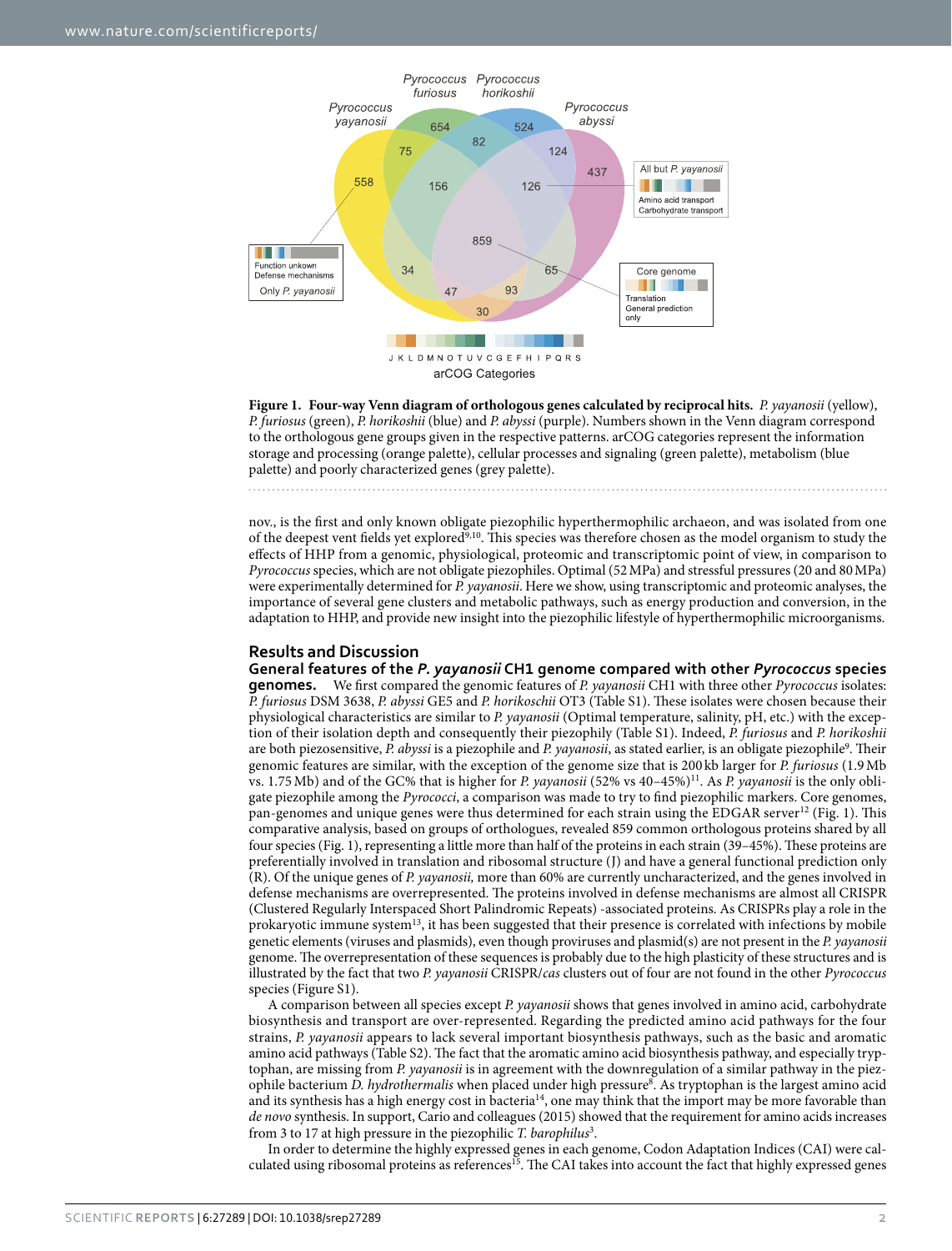**Figure 1. Four-way Venn diagram of orthologous genes calculated by reciprocal hits.** *P. yayanosii* (yellow), *P. furiosus* (green), *P. horikoshii* (blue) and *P. abyssi* (purple). Numbers shown in the Venn diagram correspond to the orthologous gene groups given in the respective patterns. arCOG categories represent the information storage and processing (orange palette), cellular processes and signaling (green palette), metabolism (blue palette) and poorly characterized genes (grey palette).

nov., is the first and only known obligate piezophilic hyperthermophilic archaeon, and was isolated from one of the deepest vent fields yet explored[9,10]. This species was therefore chosen as the model organism to study the effects of HHP from a genomic, physiological, proteomic and transcriptomic point of view, in comparison to *Pyrococcus* species, which are not obligate piezophiles. Optimal (52 MPa) and stressful pressures (20 and 80 MPa) were experimentally determined for *P. yayanosii*. Here we show, using transcriptomic and proteomic analyses, the importance of several gene clusters and metabolic pathways, such as energy production and conversion, in the adaptation to HHP, and provide new insight into the piezophilic lifestyle of hyperthermophilic microorganisms.

## Results and Discussion

**General features of the *P. yayanosii* CH1 genome compared with other *Pyrococcus* species genomes.** We first compared the genomic features of *P. yayanosii* CH1 with three other *Pyrococcus* isolates: *P. furiosus* DSM 3638, *P. abyssi* GE5 and *P. horikoschii* OT3 (Table S1). These isolates were chosen because their physiological characteristics are similar to *P. yayanosii* (Optimal temperature, salinity, pH, etc.) with the exception of their isolation depth and consequently their piezophily (Table S1). Indeed, *P. furiosus* and *P. horikoshii* are both piezosensitive, *P. abyssi* is a piezophile and *P. yayanosii*, as stated earlier, is an obligate piezophile[9]. Their genomic features are similar, with the exception of the genome size that is 200 kb larger for *P. furiosus* (1.9 Mb vs. 1.75 Mb) and of the GC% that is higher for *P. yayanosii* (52% vs 40–45%)[11]. As *P. yayanosii* is the only obligate piezophile among the *Pyrococci*, a comparison was made to try to find piezophilic markers. Core genomes, pan-genomes and unique genes were thus determined for each strain using the EDGAR server[12] (Fig. 1). This comparative analysis, based on groups of orthologues, revealed 859 common orthologous proteins shared by all four species (Fig. 1), representing a little more than half of the proteins in each strain (39–45%). These proteins are preferentially involved in translation and ribosomal structure (J) and have a general functional prediction only (R). Of the unique genes of *P. yayanosii,* more than 60% are currently uncharacterized, and the genes involved in defense mechanisms are overrepresented. The proteins involved in defense mechanisms are almost all CRISPR (Clustered Regularly Interspaced Short Palindromic Repeats) -associated proteins. As CRISPRs play a role in the prokaryotic immune system[13], it has been suggested that their presence is correlated with infections by mobile genetic elements (viruses and plasmids), even though proviruses and plasmid(s) are not present in the *P. yayanosii* genome. The overrepresentation of these sequences is probably due to the high plasticity of these structures and is illustrated by the fact that two *P. yayanosii* CRISPR/*cas* clusters out of four are not found in the other *Pyrococcus* species (Figure S1).

A comparison between all species except *P. yayanosii* shows that genes involved in amino acid, carbohydrate biosynthesis and transport are over-represented. Regarding the predicted amino acid pathways for the four strains, *P. yayanosii* appears to lack several important biosynthesis pathways, such as the basic and aromatic amino acid pathways (Table S2). The fact that the aromatic amino acid biosynthesis pathway, and especially tryptophan, are missing from *P. yayanosii* is in agreement with the downregulation of a similar pathway in the piezophile bacterium *D. hydrothermalis* when placed under high pressure[8]. As tryptophan is the largest amino acid and its synthesis has a high energy cost in bacteria[14], one may think that the import may be more favorable than *de novo* synthesis. In support, Cario and colleagues (2015) showed that the requirement for amino acids increases from 3 to 17 at high pressure in the piezophilic *T. barophilus*[3].

In order to determine the highly expressed genes in each genome, Codon Adaptation Indices (CAI) were calculated using ribosomal proteins as references[15]. The CAI takes into account the fact that highly expressed genes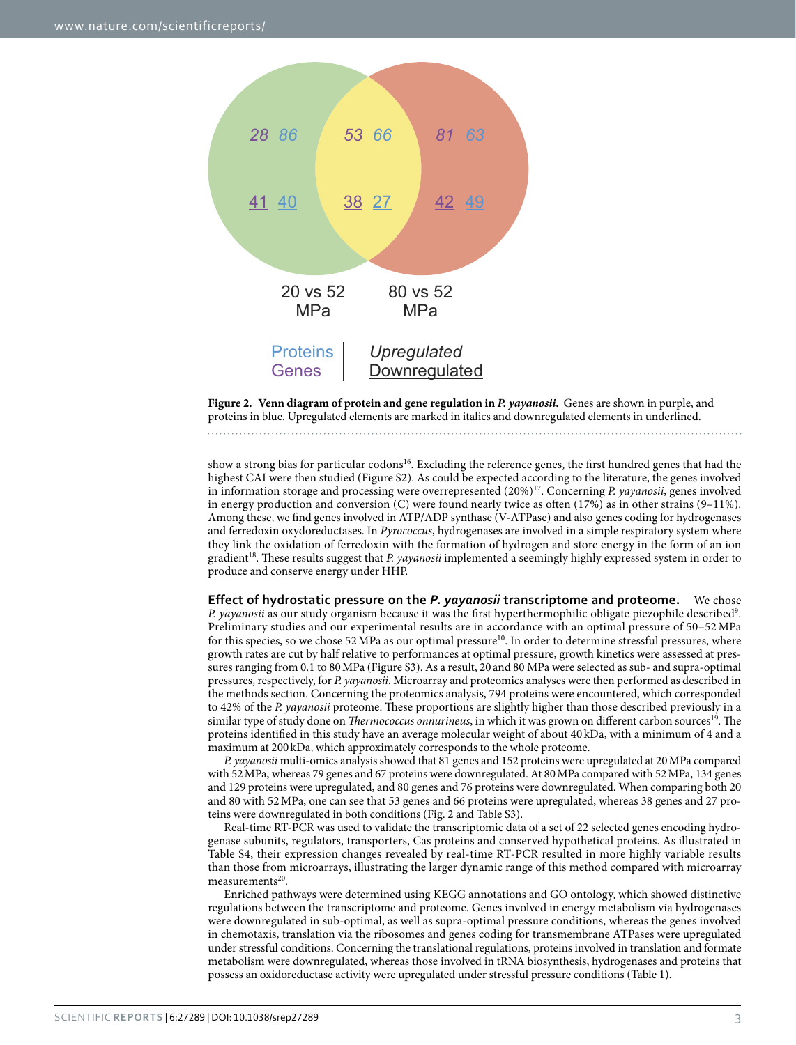**Figure 2. Venn diagram of protein and gene regulation in *P. yayanosii*.** Genes are shown in purple, and proteins in blue. Upregulated elements are marked in italics and downregulated elements in underlined.

show a strong bias for particular codons[16]. Excluding the reference genes, the first hundred genes that had the highest CAI were then studied (Figure S2). As could be expected according to the literature, the genes involved in information storage and processing were overrepresented (20%)[17]. Concerning *P. yayanosii*, genes involved in energy production and conversion (C) were found nearly twice as often (17%) as in other strains (9–11%). Among these, we find genes involved in ATP/ADP synthase (V-ATPase) and also genes coding for hydrogenases and ferredoxin oxydoreductases. In *Pyrococcus*, hydrogenases are involved in a simple respiratory system where they link the oxidation of ferredoxin with the formation of hydrogen and store energy in the form of an ion gradient[18]. These results suggest that *P. yayanosii* implemented a seemingly highly expressed system in order to produce and conserve energy under HHP.

**Effect of hydrostatic pressure on the *P. yayanosii* transcriptome and proteome.** We chose *P. yayanosii* as our study organism because it was the first hyperthermophilic obligate piezophile described[9]. Preliminary studies and our experimental results are in accordance with an optimal pressure of 50–52 MPa for this species, so we chose 52 MPa as our optimal pressure[10]. In order to determine stressful pressures, where growth rates are cut by half relative to performances at optimal pressure, growth kinetics were assessed at pressures ranging from 0.1 to 80 MPa (Figure S3). As a result, 20 and 80 MPa were selected as sub- and supra-optimal pressures, respectively, for *P. yayanosii*. Microarray and proteomics analyses were then performed as described in the methods section. Concerning the proteomics analysis, 794 proteins were encountered, which corresponded to 42% of the *P. yayanosii* proteome. These proportions are slightly higher than those described previously in a similar type of study done on *Thermococcus onnurineus*, in which it was grown on different carbon sources[19]. The proteins identified in this study have an average molecular weight of about 40 kDa, with a minimum of 4 and a maximum at 200 kDa, which approximately corresponds to the whole proteome.

*P. yayanosii* multi-omics analysis showed that 81 genes and 152 proteins were upregulated at 20 MPa compared with 52 MPa, whereas 79 genes and 67 proteins were downregulated. At 80 MPa compared with 52 MPa, 134 genes and 129 proteins were upregulated, and 80 genes and 76 proteins were downregulated. When comparing both 20 and 80 with 52 MPa, one can see that 53 genes and 66 proteins were upregulated, whereas 38 genes and 27 proteins were downregulated in both conditions (Fig. 2 and Table S3).

Real-time RT-PCR was used to validate the transcriptomic data of a set of 22 selected genes encoding hydrogenase subunits, regulators, transporters, Cas proteins and conserved hypothetical proteins. As illustrated in Table S4, their expression changes revealed by real-time RT-PCR resulted in more highly variable results than those from microarrays, illustrating the larger dynamic range of this method compared with microarray measurements[20].

Enriched pathways were determined using KEGG annotations and GO ontology, which showed distinctive regulations between the transcriptome and proteome. Genes involved in energy metabolism via hydrogenases were downregulated in sub-optimal, as well as supra-optimal pressure conditions, whereas the genes involved in chemotaxis, translation via the ribosomes and genes coding for transmembrane ATPases were upregulated under stressful conditions. Concerning the translational regulations, proteins involved in translation and formate metabolism were downregulated, whereas those involved in tRNA biosynthesis, hydrogenases and proteins that possess an oxidoreductase activity were upregulated under stressful pressure conditions (Table 1).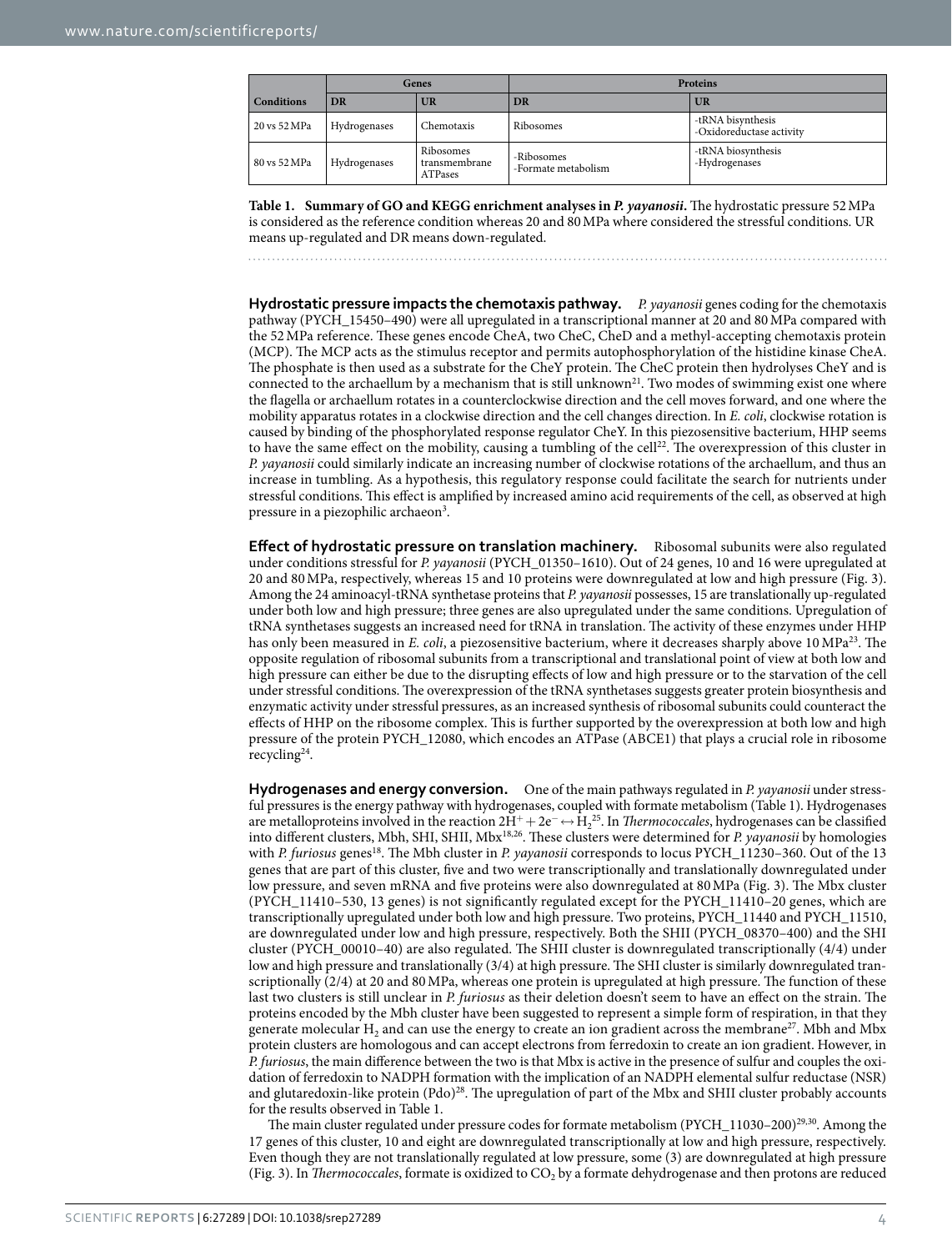| Conditions | Genes | | Proteins | |
|---|---|---|---|---|
| | DR | UR | DR | UR |
| 20 vs 52 MPa | Hydrogenases | Chemotaxis | Ribosomes | -tRNA bisynthesis<br>-Oxidoreductase activity |
| 80 vs 52 MPa | Hydrogenases | Ribosomes transmembrane ATPases | -Ribosomes<br>-Formate metabolism | -tRNA biosynthesis<br>-Hydrogenases |

**Table 1. Summary of GO and KEGG enrichment analyses in *P. yayanosii*.** The hydrostatic pressure 52 MPa is considered as the reference condition whereas 20 and 80 MPa where considered the stressful conditions. UR means up-regulated and DR means down-regulated.

**Hydrostatic pressure impacts the chemotaxis pathway.** *P. yayanosii* genes coding for the chemotaxis pathway (PYCH_15450–490) were all upregulated in a transcriptional manner at 20 and 80 MPa compared with the 52 MPa reference. These genes encode CheA, two CheC, CheD and a methyl-accepting chemotaxis protein (MCP). The MCP acts as the stimulus receptor and permits autophosphorylation of the histidine kinase CheA. The phosphate is then used as a substrate for the CheY protein. The CheC protein then hydrolyses CheY and is connected to the archaellum by a mechanism that is still unknown[21]. Two modes of swimming exist one where the flagella or archaellum rotates in a counterclockwise direction and the cell moves forward, and one where the mobility apparatus rotates in a clockwise direction and the cell changes direction. In *E. coli*, clockwise rotation is caused by binding of the phosphorylated response regulator CheY. In this piezosensitive bacterium, HHP seems to have the same effect on the mobility, causing a tumbling of the cell[22]. The overexpression of this cluster in *P. yayanosii* could similarly indicate an increasing number of clockwise rotations of the archaellum, and thus an increase in tumbling. As a hypothesis, this regulatory response could facilitate the search for nutrients under stressful conditions. This effect is amplified by increased amino acid requirements of the cell, as observed at high pressure in a piezophilic archaeon[3].

**Effect of hydrostatic pressure on translation machinery.** Ribosomal subunits were also regulated under conditions stressful for *P. yayanosii* (PYCH_01350–1610). Out of 24 genes, 10 and 16 were upregulated at 20 and 80 MPa, respectively, whereas 15 and 10 proteins were downregulated at low and high pressure (Fig. 3). Among the 24 aminoacyl-tRNA synthetase proteins that *P. yayanosii* possesses, 15 are translationally up-regulated under both low and high pressure; three genes are also upregulated under the same conditions. Upregulation of tRNA synthetases suggests an increased need for tRNA in translation. The activity of these enzymes under HHP has only been measured in *E. coli*, a piezosensitive bacterium, where it decreases sharply above 10 MPa[23]. The opposite regulation of ribosomal subunits from a transcriptional and translational point of view at both low and high pressure can either be due to the disrupting effects of low and high pressure or to the starvation of the cell under stressful conditions. The overexpression of the tRNA synthetases suggests greater protein biosynthesis and enzymatic activity under stressful pressures, as an increased synthesis of ribosomal subunits could counteract the effects of HHP on the ribosome complex. This is further supported by the overexpression at both low and high pressure of the protein PYCH_12080, which encodes an ATPase (ABCE1) that plays a crucial role in ribosome recycling[24].

**Hydrogenases and energy conversion.** One of the main pathways regulated in *P. yayanosii* under stressful pressures is the energy pathway with hydrogenases, coupled with formate metabolism (Table 1). Hydrogenases are metalloproteins involved in the reaction $2H^+ + 2e^- \leftrightarrow H_2$[25]. In *Thermococcales*, hydrogenases can be classified into different clusters, Mbh, SHI, SHII, Mbx[18,26]. These clusters were determined for *P. yayanosii* by homologies with *P. furiosus* genes[18]. The Mbh cluster in *P. yayanosii* corresponds to locus PYCH_11230–360. Out of the 13 genes that are part of this cluster, five and two were transcriptionally and translationally downregulated under low pressure, and seven mRNA and five proteins were also downregulated at 80 MPa (Fig. 3). The Mbx cluster (PYCH_11410–530, 13 genes) is not significantly regulated except for the PYCH_11410–20 genes, which are transcriptionally upregulated under both low and high pressure. Two proteins, PYCH_11440 and PYCH_11510, are downregulated under low and high pressure, respectively. Both the SHII (PYCH_08370–400) and the SHI cluster (PYCH_00010–40) are also regulated. The SHII cluster is downregulated transcriptionally (4/4) under low and high pressure and translationally (3/4) at high pressure. The SHI cluster is similarly downregulated transcriptionally (2/4) at 20 and 80 MPa, whereas one protein is upregulated at high pressure. The function of these last two clusters is still unclear in *P. furiosus* as their deletion doesn't seem to have an effect on the strain. The proteins encoded by the Mbh cluster have been suggested to represent a simple form of respiration, in that they generate molecular $H_2$ and can use the energy to create an ion gradient across the membrane[27]. Mbh and Mbx protein clusters are homologous and can accept electrons from ferredoxin to create an ion gradient. However, in *P. furiosus*, the main difference between the two is that Mbx is active in the presence of sulfur and couples the oxidation of ferredoxin to NADPH formation with the implication of an NADPH elemental sulfur reductase (NSR) and glutaredoxin-like protein (Pdo)[28]. The upregulation of part of the Mbx and SHII cluster probably accounts for the results observed in Table 1.

The main cluster regulated under pressure codes for formate metabolism (PYCH_11030–200)[29,30]. Among the 17 genes of this cluster, 10 and eight are downregulated transcriptionally at low and high pressure, respectively. Even though they are not translationally regulated at low pressure, some (3) are downregulated at high pressure (Fig. 3). In *Thermococcales*, formate is oxidized to $CO_2$ by a formate dehydrogenase and then protons are reduced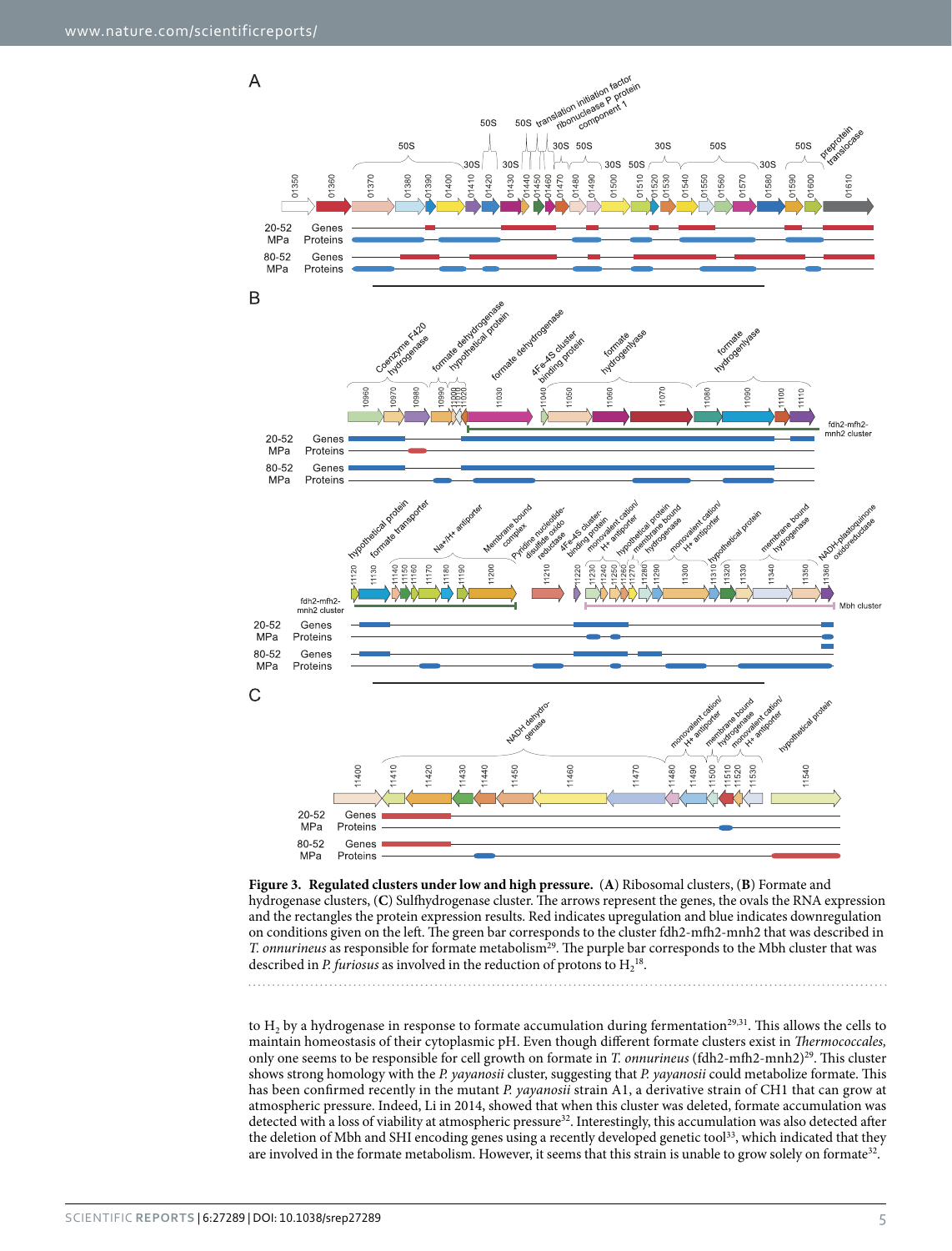**Figure 3. Regulated clusters under low and high pressure.** (**A**) Ribosomal clusters, (**B**) Formate and hydrogenase clusters, (**C**) Sulfhydrogenase cluster. The arrows represent the genes, the ovals the RNA expression and the rectangles the protein expression results. Red indicates upregulation and blue indicates downregulation on conditions given on the left. The green bar corresponds to the cluster fdh2-mfh2-mnh2 that was described in *T. onnurineus* as responsible for formate metabolism[29]. The purple bar corresponds to the Mbh cluster that was described in *P. furiosus* as involved in the reduction of protons to $H_2$[18].

to $H_2$ by a hydrogenase in response to formate accumulation during fermentation[29,31]. This allows the cells to maintain homeostasis of their cytoplasmic pH. Even though different formate clusters exist in *Thermococcales*, only one seems to be responsible for cell growth on formate in *T. onnurineus* (fdh2-mfh2-mnh2)[29]. This cluster shows strong homology with the *P. yayanosii* cluster, suggesting that *P. yayanosii* could metabolize formate. This has been confirmed recently in the mutant *P. yayanosii* strain A1, a derivative strain of CH1 that can grow at atmospheric pressure. Indeed, Li in 2014, showed that when this cluster was deleted, formate accumulation was detected with a loss of viability at atmospheric pressure[32]. Interestingly, this accumulation was also detected after the deletion of Mbh and SHI encoding genes using a recently developed genetic tool[33], which indicated that they are involved in the formate metabolism. However, it seems that this strain is unable to grow solely on formate[32].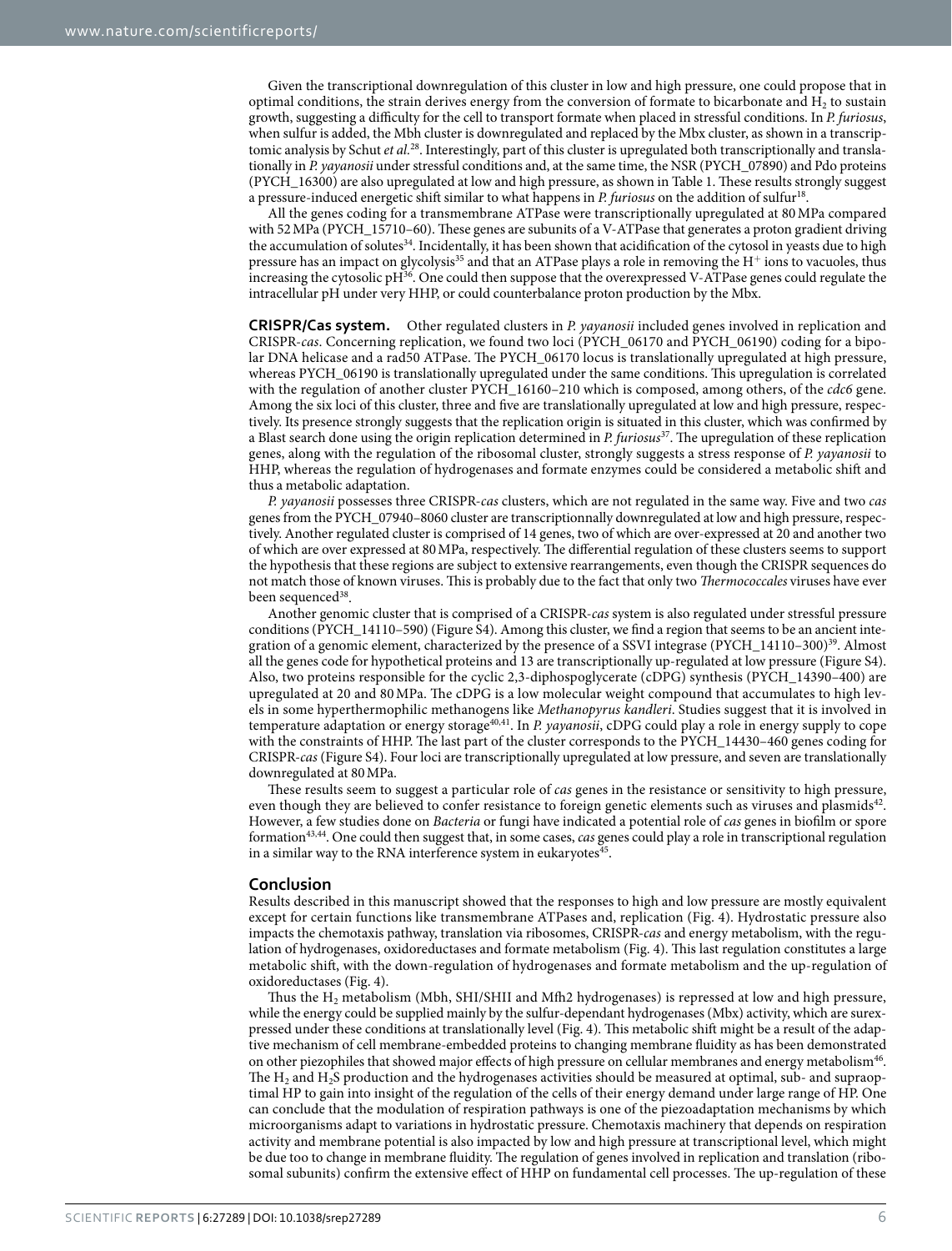Given the transcriptional downregulation of this cluster in low and high pressure, one could propose that in optimal conditions, the strain derives energy from the conversion of formate to bicarbonate and $H_2$ to sustain growth, suggesting a difficulty for the cell to transport formate when placed in stressful conditions. In *P. furiosus*, when sulfur is added, the Mbh cluster is downregulated and replaced by the Mbx cluster, as shown in a transcriptomic analysis by Schut *et al.*[28]. Interestingly, part of this cluster is upregulated both transcriptionally and translationally in *P. yayanosii* under stressful conditions and, at the same time, the NSR (PYCH_07890) and Pdo proteins (PYCH_16300) are also upregulated at low and high pressure, as shown in Table 1. These results strongly suggest a pressure-induced energetic shift similar to what happens in *P. furiosus* on the addition of sulfur[18].

All the genes coding for a transmembrane ATPase were transcriptionally upregulated at 80 MPa compared with 52 MPa (PYCH_15710–60). These genes are subunits of a V-ATPase that generates a proton gradient driving the accumulation of solutes[34]. Incidentally, it has been shown that acidification of the cytosol in yeasts due to high pressure has an impact on glycolysis[35] and that an ATPase plays a role in removing the $H^+$ ions to vacuoles, thus increasing the cytosolic pH[36]. One could then suppose that the overexpressed V-ATPase genes could regulate the intracellular pH under very HHP, or could counterbalance proton production by the Mbx.

**CRISPR/Cas system.** Other regulated clusters in *P. yayanosii* included genes involved in replication and CRISPR-*cas*. Concerning replication, we found two loci (PYCH_06170 and PYCH_06190) coding for a bipolar DNA helicase and a rad50 ATPase. The PYCH_06170 locus is translationally upregulated at high pressure, whereas PYCH_06190 is translationally upregulated under the same conditions. This upregulation is correlated with the regulation of another cluster PYCH_16160–210 which is composed, among others, of the *cdc6* gene. Among the six loci of this cluster, three and five are translationally upregulated at low and high pressure, respectively. Its presence strongly suggests that the replication origin is situated in this cluster, which was confirmed by a Blast search done using the origin replication determined in *P. furiosus*[37]. The upregulation of these replication genes, along with the regulation of the ribosomal cluster, strongly suggests a stress response of *P. yayanosii* to HHP, whereas the regulation of hydrogenases and formate enzymes could be considered a metabolic shift and thus a metabolic adaptation.

*P. yayanosii* possesses three CRISPR-*cas* clusters, which are not regulated in the same way. Five and two *cas* genes from the PYCH_07940–8060 cluster are transcriptionnally downregulated at low and high pressure, respectively. Another regulated cluster is comprised of 14 genes, two of which are over-expressed at 20 and another two of which are over expressed at 80 MPa, respectively. The differential regulation of these clusters seems to support the hypothesis that these regions are subject to extensive rearrangements, even though the CRISPR sequences do not match those of known viruses. This is probably due to the fact that only two *Thermococcales* viruses have ever been sequenced[38].

Another genomic cluster that is comprised of a CRISPR-*cas* system is also regulated under stressful pressure conditions (PYCH_14110–590) (Figure S4). Among this cluster, we find a region that seems to be an ancient integration of a genomic element, characterized by the presence of a SSVI integrase (PYCH_14110–300)[39]. Almost all the genes code for hypothetical proteins and 13 are transcriptionally up-regulated at low pressure (Figure S4). Also, two proteins responsible for the cyclic 2,3-diphospoglycerate (cDPG) synthesis (PYCH_14390–400) are upregulated at 20 and 80 MPa. The cDPG is a low molecular weight compound that accumulates to high levels in some hyperthermophilic methanogens like *Methanopyrus kandleri*. Studies suggest that it is involved in temperature adaptation or energy storage[40,41]. In *P. yayanosii*, cDPG could play a role in energy supply to cope with the constraints of HHP. The last part of the cluster corresponds to the PYCH_14430–460 genes coding for CRISPR-*cas* (Figure S4). Four loci are transcriptionally upregulated at low pressure, and seven are translationally downregulated at 80 MPa.

These results seem to suggest a particular role of *cas* genes in the resistance or sensitivity to high pressure, even though they are believed to confer resistance to foreign genetic elements such as viruses and plasmids[42]. However, a few studies done on *Bacteria* or fungi have indicated a potential role of *cas* genes in biofilm or spore formation[43,44]. One could then suggest that, in some cases, *cas* genes could play a role in transcriptional regulation in a similar way to the RNA interference system in eukaryotes[45].

## Conclusion

Results described in this manuscript showed that the responses to high and low pressure are mostly equivalent except for certain functions like transmembrane ATPases and, replication (Fig. 4). Hydrostatic pressure also impacts the chemotaxis pathway, translation via ribosomes, CRISPR-*cas* and energy metabolism, with the regulation of hydrogenases, oxidoreductases and formate metabolism (Fig. 4). This last regulation constitutes a large metabolic shift, with the down-regulation of hydrogenases and formate metabolism and the up-regulation of oxidoreductases (Fig. 4).

Thus the $H_2$ metabolism (Mbh, SHI/SHII and Mfh2 hydrogenases) is repressed at low and high pressure, while the energy could be supplied mainly by the sulfur-dependant hydrogenases (Mbx) activity, which are surexpressed under these conditions at translationally level (Fig. 4). This metabolic shift might be a result of the adaptive mechanism of cell membrane-embedded proteins to changing membrane fluidity as has been demonstrated on other piezophiles that showed major effects of high pressure on cellular membranes and energy metabolism[46]. The $H_2$ and $H_2S$ production and the hydrogenases activities should be measured at optimal, sub- and supraoptimal HP to gain into insight of the regulation of the cells of their energy demand under large range of HP. One can conclude that the modulation of respiration pathways is one of the piezoadaptation mechanisms by which microorganisms adapt to variations in hydrostatic pressure. Chemotaxis machinery that depends on respiration activity and membrane potential is also impacted by low and high pressure at transcriptional level, which might be due too to change in membrane fluidity. The regulation of genes involved in replication and translation (ribosomal subunits) confirm the extensive effect of HHP on fundamental cell processes. The up-regulation of these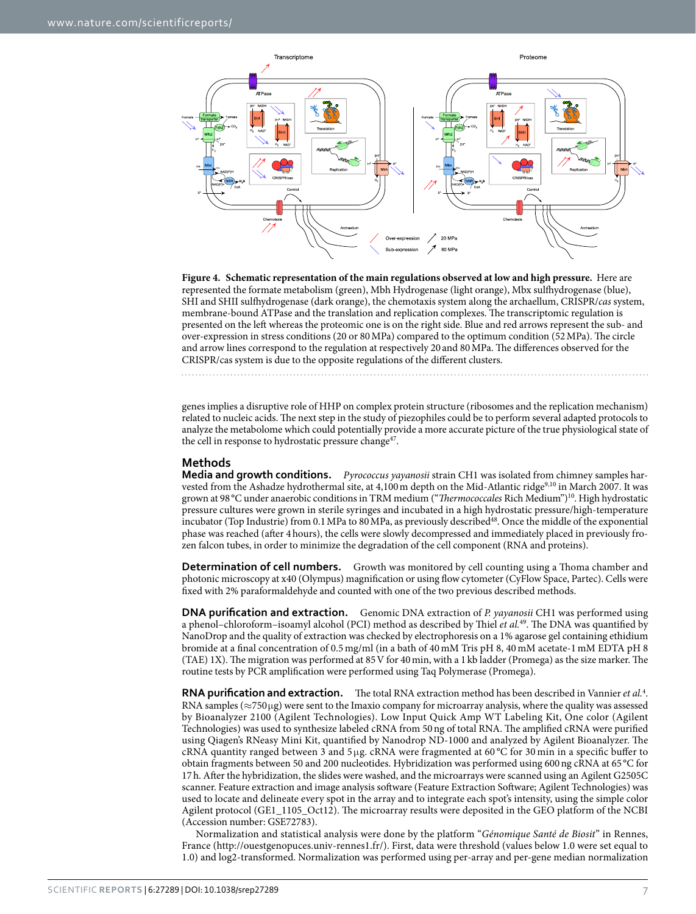**Figure 4. Schematic representation of the main regulations observed at low and high pressure.** Here are represented the formate metabolism (green), Mbh Hydrogenase (light orange), Mbx sulfhydrogenase (blue), SHI and SHII sulfhydrogenase (dark orange), the chemotaxis system along the archaellum, CRISPR/*cas* system, membrane-bound ATPase and the translation and replication complexes. The transcriptomic regulation is presented on the left whereas the proteomic one is on the right side. Blue and red arrows represent the sub- and over-expression in stress conditions (20 or 80 MPa) compared to the optimum condition (52 MPa). The circle and arrow lines correspond to the regulation at respectively 20 and 80 MPa. The differences observed for the CRISPR/cas system is due to the opposite regulations of the different clusters.

genes implies a disruptive role of HHP on complex protein structure (ribosomes and the replication mechanism) related to nucleic acids. The next step in the study of piezophiles could be to perform several adapted protocols to analyze the metabolome which could potentially provide a more accurate picture of the true physiological state of the cell in response to hydrostatic pressure change[47].

## Methods

**Media and growth conditions.** *Pyrococcus yayanosii* strain CH1 was isolated from chimney samples harvested from the Ashadze hydrothermal site, at 4,100 m depth on the Mid-Atlantic ridge[9,10] in March 2007. It was grown at 98 °C under anaerobic conditions in TRM medium ("*Thermococcales* Rich Medium")[10]. High hydrostatic pressure cultures were grown in sterile syringes and incubated in a high hydrostatic pressure/high-temperature incubator (Top Industrie) from 0.1 MPa to 80 MPa, as previously described[48]. Once the middle of the exponential phase was reached (after 4 hours), the cells were slowly decompressed and immediately placed in previously frozen falcon tubes, in order to minimize the degradation of the cell component (RNA and proteins).

**Determination of cell numbers.** Growth was monitored by cell counting using a Thoma chamber and photonic microscopy at x40 (Olympus) magnification or using flow cytometer (CyFlow Space, Partec). Cells were fixed with 2% paraformaldehyde and counted with one of the two previous described methods.

**DNA purification and extraction.** Genomic DNA extraction of *P. yayanosii* CH1 was performed using a phenol–chloroform–isoamyl alcohol (PCI) method as described by Thiel *et al.*[49]. The DNA was quantified by NanoDrop and the quality of extraction was checked by electrophoresis on a 1% agarose gel containing ethidium bromide at a final concentration of 0.5 mg/ml (in a bath of 40 mM Tris pH 8, 40 mM acetate-1 mM EDTA pH 8 (TAE) 1X). The migration was performed at 85 V for 40 min, with a 1 kb ladder (Promega) as the size marker. The routine tests by PCR amplification were performed using Taq Polymerase (Promega).

**RNA purification and extraction.** The total RNA extraction method has been described in Vannier *et al.*[4]. RNA samples (≈750 μg) were sent to the Imaxio company for microarray analysis, where the quality was assessed by Bioanalyzer 2100 (Agilent Technologies). Low Input Quick Amp WT Labeling Kit, One color (Agilent Technologies) was used to synthesize labeled cRNA from 50 ng of total RNA. The amplified cRNA were purified using Qiagen's RNeasy Mini Kit, quantified by Nanodrop ND-1000 and analyzed by Agilent Bioanalyzer. The cRNA quantity ranged between 3 and 5 μg. cRNA were fragmented at 60 °C for 30 min in a specific buffer to obtain fragments between 50 and 200 nucleotides. Hybridization was performed using 600 ng cRNA at 65 °C for 17 h. After the hybridization, the slides were washed, and the microarrays were scanned using an Agilent G2505C scanner. Feature extraction and image analysis software (Feature Extraction Software; Agilent Technologies) was used to locate and delineate every spot in the array and to integrate each spot's intensity, using the simple color Agilent protocol (GE1_1105_Oct12). The microarray results were deposited in the GEO platform of the NCBI (Accession number: GSE72783).

Normalization and statistical analysis were done by the platform "*Génomique Santé de Biosit*" in Rennes, France (http://ouestgenopuces.univ-rennes1.fr/). First, data were threshold (values below 1.0 were set equal to 1.0) and log2-transformed. Normalization was performed using per-array and per-gene median normalization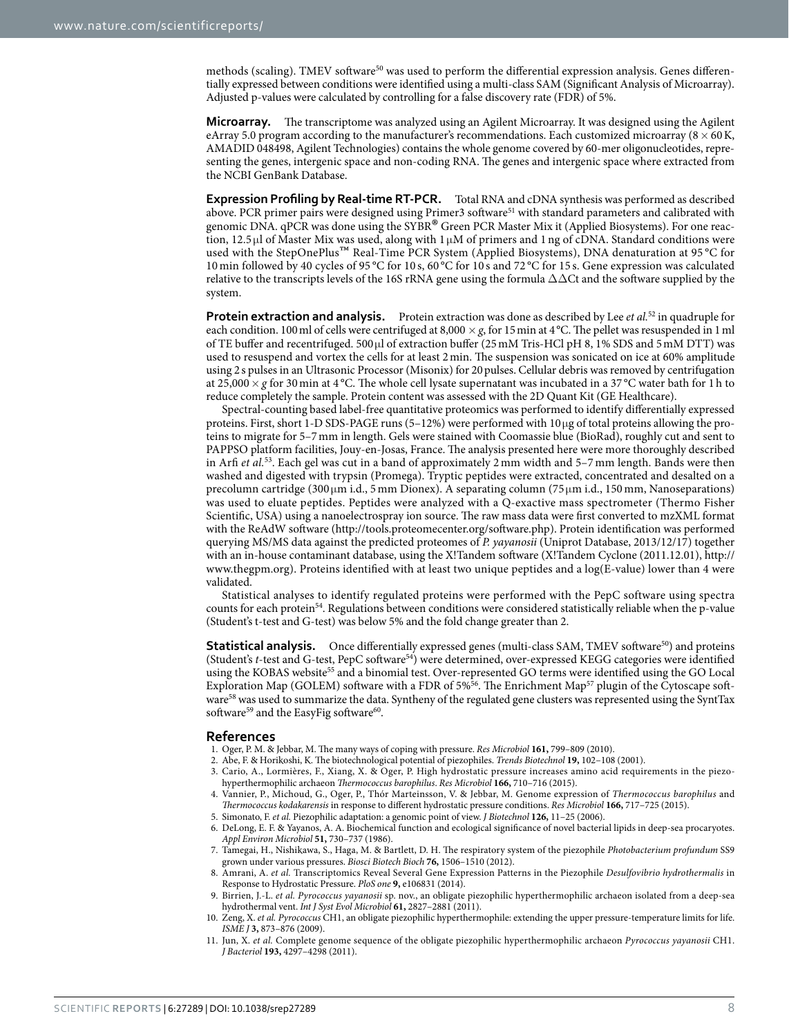methods (scaling). TMEV software[50] was used to perform the differential expression analysis. Genes differentially expressed between conditions were identified using a multi-class SAM (Significant Analysis of Microarray). Adjusted p-values were calculated by controlling for a false discovery rate (FDR) of 5%.

**Microarray.** The transcriptome was analyzed using an Agilent Microarray. It was designed using the Agilent eArray 5.0 program according to the manufacturer's recommendations. Each customized microarray ($8 \times 60$ K, AMADID 048498, Agilent Technologies) contains the whole genome covered by 60-mer oligonucleotides, representing the genes, intergenic space and non-coding RNA. The genes and intergenic space where extracted from the NCBI GenBank Database.

**Expression Profiling by Real-time RT-PCR.** Total RNA and cDNA synthesis was performed as described above. PCR primer pairs were designed using Primer3 software[51] with standard parameters and calibrated with genomic DNA. qPCR was done using the SYBR® Green PCR Master Mix it (Applied Biosystems). For one reaction, 12.5 µl of Master Mix was used, along with 1 µM of primers and 1 ng of cDNA. Standard conditions were used with the StepOnePlus™ Real-Time PCR System (Applied Biosystems), DNA denaturation at 95 °C for 10 min followed by 40 cycles of 95 °C for 10 s, 60 °C for 10 s and 72 °C for 15 s. Gene expression was calculated relative to the transcripts levels of the 16S rRNA gene using the formula $\Delta\Delta$Ct and the software supplied by the system.

**Protein extraction and analysis.** Protein extraction was done as described by Lee *et al.*[52] in quadruple for each condition. 100 ml of cells were centrifuged at $8{,}000 \times g$, for 15 min at 4 °C. The pellet was resuspended in 1 ml of TE buffer and recentrifuged. 500 µl of extraction buffer (25 mM Tris-HCl pH 8, 1% SDS and 5 mM DTT) was used to resuspend and vortex the cells for at least 2 min. The suspension was sonicated on ice at 60% amplitude using 2 s pulses in an Ultrasonic Processor (Misonix) for 20 pulses. Cellular debris was removed by centrifugation at $25{,}000 \times g$ for 30 min at 4 °C. The whole cell lysate supernatant was incubated in a 37 °C water bath for 1 h to reduce completely the sample. Protein content was assessed with the 2D Quant Kit (GE Healthcare).

Spectral-counting based label-free quantitative proteomics was performed to identify differentially expressed proteins. First, short 1-D SDS-PAGE runs (5–12%) were performed with 10 µg of total proteins allowing the proteins to migrate for 5–7 mm in length. Gels were stained with Coomassie blue (BioRad), roughly cut and sent to PAPPSO platform facilities, Jouy-en-Josas, France. The analysis presented here were more thoroughly described in Arfi *et al.*[53]. Each gel was cut in a band of approximately 2 mm width and 5–7 mm length. Bands were then washed and digested with trypsin (Promega). Tryptic peptides were extracted, concentrated and desalted on a precolumn cartridge (300 µm i.d., 5 mm Dionex). A separating column (75 µm i.d., 150 mm, Nanoseparations) was used to eluate peptides. Peptides were analyzed with a Q-exactive mass spectrometer (Thermo Fisher Scientific, USA) using a nanoelectrospray ion source. The raw mass data were first converted to mzXML format with the ReAdW software (http://tools.proteomecenter.org/software.php). Protein identification was performed querying MS/MS data against the predicted proteomes of *P. yayanosii* (Uniprot Database, 2013/12/17) together with an in-house contaminant database, using the X!Tandem software (X!Tandem Cyclone (2011.12.01), http://www.thegpm.org). Proteins identified with at least two unique peptides and a log(E-value) lower than 4 were validated.

Statistical analyses to identify regulated proteins were performed with the PepC software using spectra counts for each protein[54]. Regulations between conditions were considered statistically reliable when the p-value (Student's t-test and G-test) was below 5% and the fold change greater than 2.

**Statistical analysis.** Once differentially expressed genes (multi-class SAM, TMEV software[50]) and proteins (Student's *t*-test and G-test, PepC software[54]) were determined, over-expressed KEGG categories were identified using the KOBAS website[55] and a binomial test. Over-represented GO terms were identified using the GO Local Exploration Map (GOLEM) software with a FDR of 5%[56]. The Enrichment Map[57] plugin of the Cytoscape software[58] was used to summarize the data. Syntheny of the regulated gene clusters was represented using the SyntTax software[59] and the EasyFig software[60].

## References

1. Oger, P. M. & Jebbar, M. The many ways of coping with pressure. *Res Microbiol* **161,** 799–809 (2010).
2. Abe, F. & Horikoshi, K. The biotechnological potential of piezophiles. *Trends Biotechnol* **19,** 102–108 (2001).
3. Cario, A., Lormières, F., Xiang, X. & Oger, P. High hydrostatic pressure increases amino acid requirements in the piezo-hyperthermophilic archaeon *Thermococcus barophilus*. *Res Microbiol* **166,** 710–716 (2015).
4. Vannier, P., Michoud, G., Oger, P., Thór Marteinsson, V. & Jebbar, M. Genome expression of *Thermococcus barophilus* and *Thermococcus kodakarensis* in response to different hydrostatic pressure conditions. *Res Microbiol* **166,** 717–725 (2015).
5. Simonato, F. *et al.* Piezophilic adaptation: a genomic point of view. *J Biotechnol* **126,** 11–25 (2006).
6. DeLong, E. F. & Yayanos, A. A. Biochemical function and ecological significance of novel bacterial lipids in deep-sea procaryotes. *Appl Environ Microbiol* **51,** 730–737 (1986).
7. Tamegai, H., Nishikawa, S., Haga, M. & Bartlett, D. H. The respiratory system of the piezophile *Photobacterium profundum* SS9 grown under various pressures. *Biosci Biotech Bioch* **76,** 1506–1510 (2012).
8. Amrani, A. *et al.* Transcriptomics Reveal Several Gene Expression Patterns in the Piezophile *Desulfovibrio hydrothermalis* in Response to Hydrostatic Pressure. *PloS one* **9,** e106831 (2014).
9. Birrien, J.-L. *et al.* *Pyrococcus yayanosii* sp. nov., an obligate piezophilic hyperthermophilic archaeon isolated from a deep-sea hydrothermal vent. *Int J Syst Evol Microbiol* **61,** 2827–2881 (2011).
10. Zeng, X. *et al.* *Pyrococcus* CH1, an obligate piezophilic hyperthermophile: extending the upper pressure-temperature limits for life. *ISME J* **3,** 873–876 (2009).
11. Jun, X. *et al.* Complete genome sequence of the obligate piezophilic hyperthermophilic archaeon *Pyrococcus yayanosii* CH1. *J Bacteriol* **193,** 4297–4298 (2011).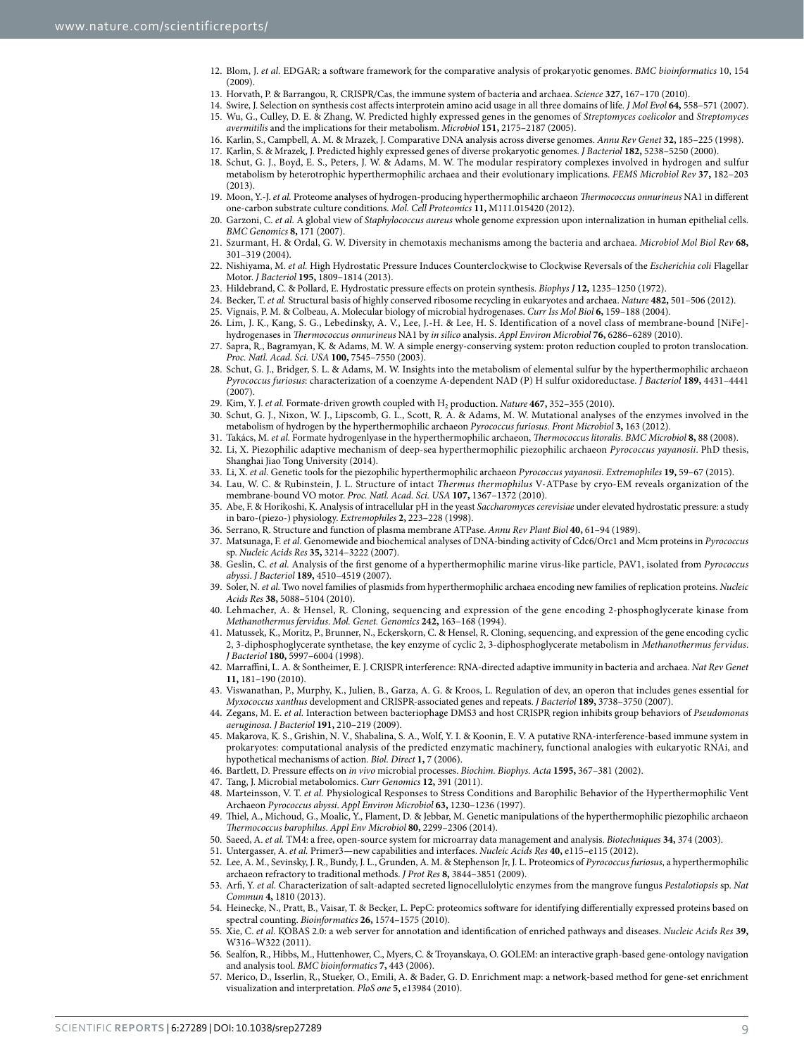12. Blom, J. *et al.* EDGAR: a software framework for the comparative analysis of prokaryotic genomes. *BMC bioinformatics* 10, 154 (2009).
13. Horvath, P. & Barrangou, R. CRISPR/Cas, the immune system of bacteria and archaea. *Science* **327,** 167–170 (2010).
14. Swire, J. Selection on synthesis cost affects interprotein amino acid usage in all three domains of life. *J Mol Evol* **64,** 558–571 (2007).
15. Wu, G., Culley, D. E. & Zhang, W. Predicted highly expressed genes in the genomes of *Streptomyces coelicolor* and *Streptomyces avermitilis* and the implications for their metabolism. *Microbiol* **151,** 2175–2187 (2005).
16. Karlin, S., Campbell, A. M. & Mrazek, J. Comparative DNA analysis across diverse genomes. *Annu Rev Genet* **32,** 185–225 (1998).
17. Karlin, S. & Mrazek, J. Predicted highly expressed genes of diverse prokaryotic genomes. *J Bacteriol* **182,** 5238–5250 (2000).
18. Schut, G. J., Boyd, E. S., Peters, J. W. & Adams, M. W. The modular respiratory complexes involved in hydrogen and sulfur metabolism by heterotrophic hyperthermophilic archaea and their evolutionary implications. *FEMS Microbiol Rev* **37,** 182–203 (2013).
19. Moon, Y.-J. *et al.* Proteome analyses of hydrogen-producing hyperthermophilic archaeon *Thermococcus onnurineus* NA1 in different one-carbon substrate culture conditions. *Mol. Cell Proteomics* **11,** M111.015420 (2012).
20. Garzoni, C. *et al.* A global view of *Staphylococcus aureus* whole genome expression upon internalization in human epithelial cells. *BMC Genomics* **8,** 171 (2007).
21. Szurmant, H. & Ordal, G. W. Diversity in chemotaxis mechanisms among the bacteria and archaea. *Microbiol Mol Biol Rev* **68,** 301–319 (2004).
22. Nishiyama, M. *et al.* High Hydrostatic Pressure Induces Counterclockwise to Clockwise Reversals of the *Escherichia coli* Flagellar Motor. *J Bacteriol* **195,** 1809–1814 (2013).
23. Hildebrand, C. & Pollard, E. Hydrostatic pressure effects on protein synthesis. *Biophys J* **12,** 1235–1250 (1972).
24. Becker, T. *et al.* Structural basis of highly conserved ribosome recycling in eukaryotes and archaea. *Nature* **482,** 501–506 (2012).
25. Vignais, P. M. & Colbeau, A. Molecular biology of microbial hydrogenases. *Curr Iss Mol Biol* **6,** 159–188 (2004).
26. Lim, J. K., Kang, S. G., Lebedinsky, A. V., Lee, J.-H. & Lee, H. S. Identification of a novel class of membrane-bound [NiFe]-hydrogenases in *Thermococcus onnurineus* NA1 by *in silico* analysis. *Appl Environ Microbiol* **76,** 6286–6289 (2010).
27. Sapra, R., Bagramyan, K. & Adams, M. W. A simple energy-conserving system: proton reduction coupled to proton translocation. *Proc. Natl. Acad. Sci. USA* **100,** 7545–7550 (2003).
28. Schut, G. J., Bridger, S. L. & Adams, M. W. Insights into the metabolism of elemental sulfur by the hyperthermophilic archaeon *Pyrococcus furiosus*: characterization of a coenzyme A-dependent NAD (P) H sulfur oxidoreductase. *J Bacteriol* **189,** 4431–4441 (2007).
29. Kim, Y. J. *et al.* Formate-driven growth coupled with $H_2$ production. *Nature* **467,** 352–355 (2010).
30. Schut, G. J., Nixon, W. J., Lipscomb, G. L., Scott, R. A. & Adams, M. W. Mutational analyses of the enzymes involved in the metabolism of hydrogen by the hyperthermophilic archaeon *Pyrococcus furiosus*. *Front Microbiol* **3,** 163 (2012).
31. Takács, M. *et al.* Formate hydrogenlyase in the hyperthermophilic archaeon, *Thermococcus litoralis*. *BMC Microbiol* **8,** 88 (2008).
32. Li, X. Piezophilic adaptive mechanism of deep-sea hyperthermophilic piezophilic archaeon *Pyrococcus yayanosii*. PhD thesis, Shanghai Jiao Tong University (2014).
33. Li, X. *et al.* Genetic tools for the piezophilic hyperthermophilic archaeon *Pyrococcus yayanosii*. *Extremophiles* **19,** 59–67 (2015).
34. Lau, W. C. & Rubinstein, J. L. Structure of intact *Thermus thermophilus* V-ATPase by cryo-EM reveals organization of the membrane-bound VO motor. *Proc. Natl. Acad. Sci. USA* **107,** 1367–1372 (2010).
35. Abe, F. & Horikoshi, K. Analysis of intracellular pH in the yeast *Saccharomyces cerevisiae* under elevated hydrostatic pressure: a study in baro-(piezo-) physiology. *Extremophiles* **2,** 223–228 (1998).
36. Serrano, R. Structure and function of plasma membrane ATPase. *Annu Rev Plant Biol* **40,** 61–94 (1989).
37. Matsunaga, F. *et al.* Genomewide and biochemical analyses of DNA-binding activity of Cdc6/Orc1 and Mcm proteins in *Pyrococcus* sp. *Nucleic Acids Res* **35,** 3214–3222 (2007).
38. Geslin, C. *et al.* Analysis of the first genome of a hyperthermophilic marine virus-like particle, PAV1, isolated from *Pyrococcus abyssi*. *J Bacteriol* **189,** 4510–4519 (2007).
39. Soler, N. *et al.* Two novel families of plasmids from hyperthermophilic archaea encoding new families of replication proteins. *Nucleic Acids Res* **38,** 5088–5104 (2010).
40. Lehmacher, A. & Hensel, R. Cloning, sequencing and expression of the gene encoding 2-phosphoglycerate kinase from *Methanothermus fervidus*. *Mol. Genet. Genomics* **242,** 163–168 (1994).
41. Matussek, K., Moritz, P., Brunner, N., Eckerskorn, C. & Hensel, R. Cloning, sequencing, and expression of the gene encoding cyclic 2, 3-diphosphoglycerate synthetase, the key enzyme of cyclic 2, 3-diphosphoglycerate metabolism in *Methanothermus fervidus*. *J Bacteriol* **180,** 5997–6004 (1998).
42. Marraffini, L. A. & Sontheimer, E. J. CRISPR interference: RNA-directed adaptive immunity in bacteria and archaea. *Nat Rev Genet* **11,** 181–190 (2010).
43. Viswanathan, P., Murphy, K., Julien, B., Garza, A. G. & Kroos, L. Regulation of dev, an operon that includes genes essential for *Myxococcus xanthus* development and CRISPR-associated genes and repeats. *J Bacteriol* **189,** 3738–3750 (2007).
44. Zegans, M. E. *et al.* Interaction between bacteriophage DMS3 and host CRISPR region inhibits group behaviors of *Pseudomonas aeruginosa*. *J Bacteriol* **191,** 210–219 (2009).
45. Makarova, K. S., Grishin, N. V., Shabalina, S. A., Wolf, Y. I. & Koonin, E. V. A putative RNA-interference-based immune system in prokaryotes: computational analysis of the predicted enzymatic machinery, functional analogies with eukaryotic RNAi, and hypothetical mechanisms of action. *Biol. Direct* **1,** 7 (2006).
46. Bartlett, D. Pressure effects on *in vivo* microbial processes. *Biochim. Biophys. Acta* **1595,** 367–381 (2002).
47. Tang, J. Microbial metabolomics. *Curr Genomics* **12,** 391 (2011).
48. Marteinsson, V. T. *et al.* Physiological Responses to Stress Conditions and Barophilic Behavior of the Hyperthermophilic Vent Archaeon *Pyrococcus abyssi*. *Appl Environ Microbiol* **63,** 1230–1236 (1997).
49. Thiel, A., Michoud, G., Moalic, Y., Flament, D. & Jebbar, M. Genetic manipulations of the hyperthermophilic piezophilic archaeon *Thermococcus barophilus*. *Appl Env Microbiol* **80,** 2299–2306 (2014).
50. Saeed, A. *et al.* TM4: a free, open-source system for microarray data management and analysis. *Biotechniques* **34,** 374 (2003).
51. Untergasser, A. *et al.* Primer3—new capabilities and interfaces. *Nucleic Acids Res* **40,** e115–e115 (2012).
52. Lee, A. M., Sevinsky, J. R., Bundy, J. L., Grunden, A. M. & Stephenson Jr, J. L. Proteomics of *Pyrococcus furiosus*, a hyperthermophilic archaeon refractory to traditional methods. *J Prot Res* **8,** 3844–3851 (2009).
53. Arfi, Y. *et al.* Characterization of salt-adapted secreted lignocellulolytic enzymes from the mangrove fungus *Pestalotiopsis* sp. *Nat Commun* **4,** 1810 (2013).
54. Heinecke, N., Pratt, B., Vaisar, T. & Becker, L. PepC: proteomics software for identifying differentially expressed proteins based on spectral counting. *Bioinformatics* **26,** 1574–1575 (2010).
55. Xie, C. *et al.* KOBAS 2.0: a web server for annotation and identification of enriched pathways and diseases. *Nucleic Acids Res* **39,** W316–W322 (2011).
56. Sealfon, R., Hibbs, M., Huttenhower, C., Myers, C. & Troyanskaya, O. GOLEM: an interactive graph-based gene-ontology navigation and analysis tool. *BMC bioinformatics* **7,** 443 (2006).
57. Merico, D., Isserlin, R., Stueker, O., Emili, A. & Bader, G. D. Enrichment map: a network-based method for gene-set enrichment visualization and interpretation. *PloS one* **5,** e13984 (2010).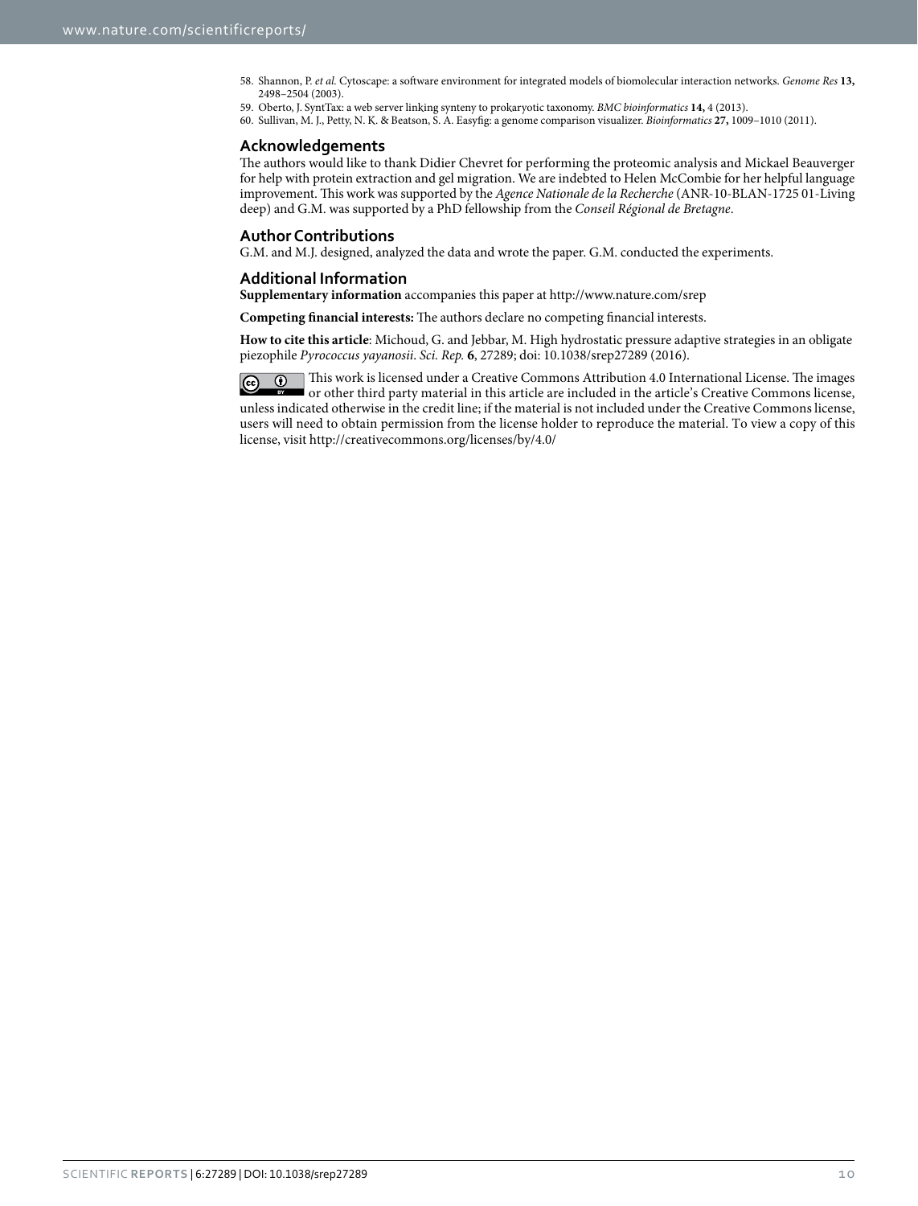58. Shannon, P. *et al.* Cytoscape: a software environment for integrated models of biomolecular interaction networks. *Genome Res* **13,** 2498–2504 (2003).
59. Oberto, J. SyntTax: a web server linking synteny to prokaryotic taxonomy. *BMC bioinformatics* **14,** 4 (2013).
60. Sullivan, M. J., Petty, N. K. & Beatson, S. A. Easyfig: a genome comparison visualizer. *Bioinformatics* **27,** 1009–1010 (2011).

## Acknowledgements

The authors would like to thank Didier Chevret for performing the proteomic analysis and Mickael Beauverger for help with protein extraction and gel migration. We are indebted to Helen McCombie for her helpful language improvement. This work was supported by the *Agence Nationale de la Recherche* (ANR-10-BLAN-1725 01-Living deep) and G.M. was supported by a PhD fellowship from the *Conseil Régional de Bretagne*.

## Author Contributions

G.M. and M.J. designed, analyzed the data and wrote the paper. G.M. conducted the experiments.

## Additional Information

**Supplementary information** accompanies this paper at http://www.nature.com/srep

**Competing financial interests:** The authors declare no competing financial interests.

**How to cite this article**: Michoud, G. and Jebbar, M. High hydrostatic pressure adaptive strategies in an obligate piezophile *Pyrococcus yayanosii*. *Sci. Rep.* **6**, 27289; doi: 10.1038/srep27289 (2016).

This work is licensed under a Creative Commons Attribution 4.0 International License. The images or other third party material in this article are included in the article's Creative Commons license, unless indicated otherwise in the credit line; if the material is not included under the Creative Commons license, users will need to obtain permission from the license holder to reproduce the material. To view a copy of this license, visit http://creativecommons.org/licenses/by/4.0/